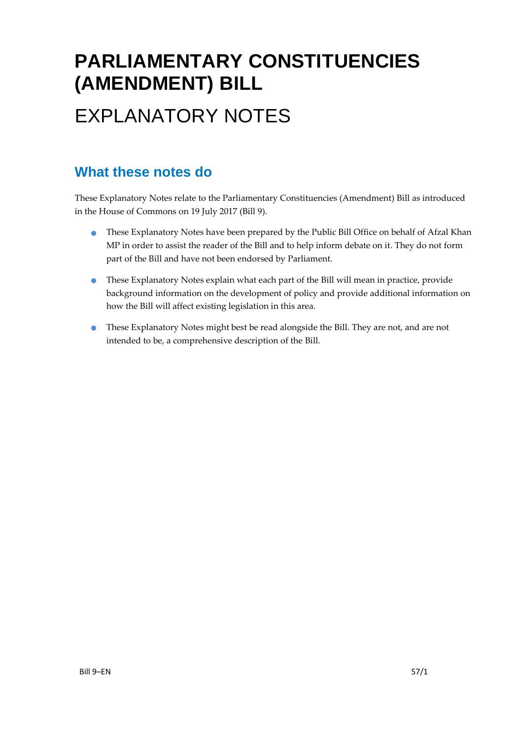# PARLIAMENTARY CONSTITUENCIES (AMENDMENT) BILL

# EXPLANATORY NOTES

## What these notes do

These Explanatory Notes relate to the Parliamentary Constituencies (Amendment) Bill as introduced in the House of Commons on 19 July 2017 (Bill 9).

- These Explanatory Notes have been prepared by the Public Bill Office on behalf of Afzal Khan MP in order to assist the reader of the Bill and to help inform debate on it. They do not form part of the Bill and have not been endorsed by Parliament.
- These Explanatory Notes explain what each part of the Bill will mean in practice, provide background information on the development of policy and provide additional information on how the Bill will affect existing legislation in this area.
- These Explanatory Notes might best be read alongside the Bill. They are not, and are not intended to be, a comprehensive description of the Bill.

Bill 9–EN 57/1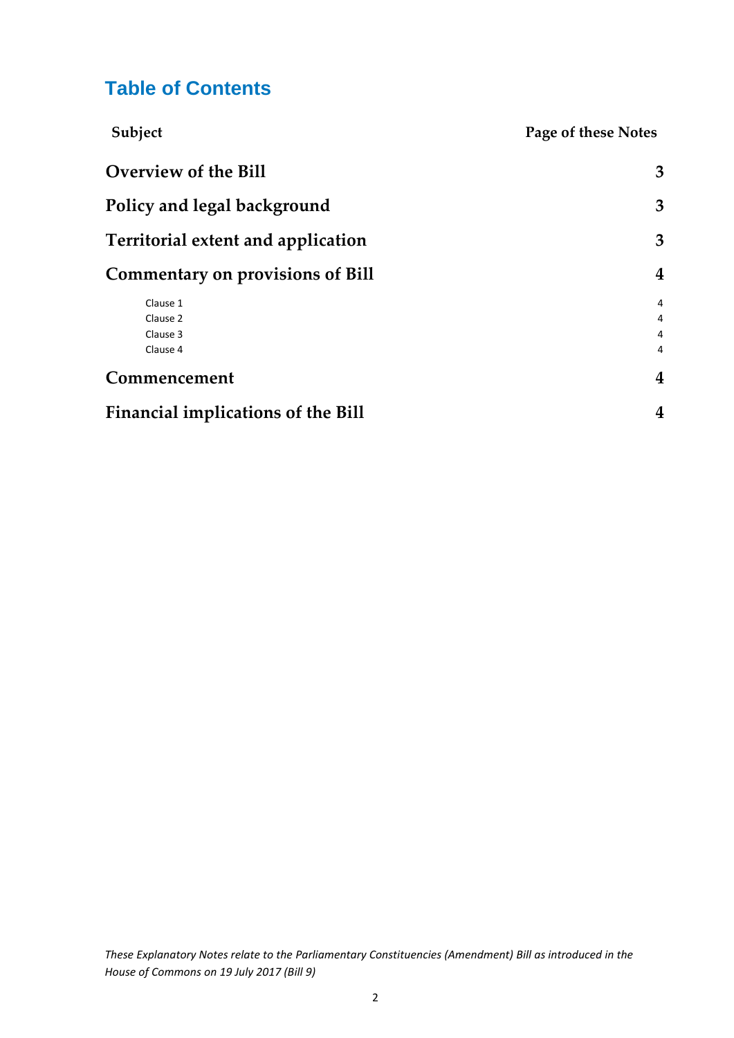# Table of Contents

| Subject | Page of these Notes |
|---|---|
| **Overview of the Bill** | **3** |
| **Policy and legal background** | **3** |
| **Territorial extent and application** | **3** |
| **Commentary on provisions of Bill** | **4** |
| Clause 1 | 4 |
| Clause 2 | 4 |
| Clause 3 | 4 |
| Clause 4 | 4 |
| **Commencement** | **4** |
| **Financial implications of the Bill** | **4** |

*These Explanatory Notes relate to the Parliamentary Constituencies (Amendment) Bill as introduced in the House of Commons on 19 July 2017 (Bill 9)*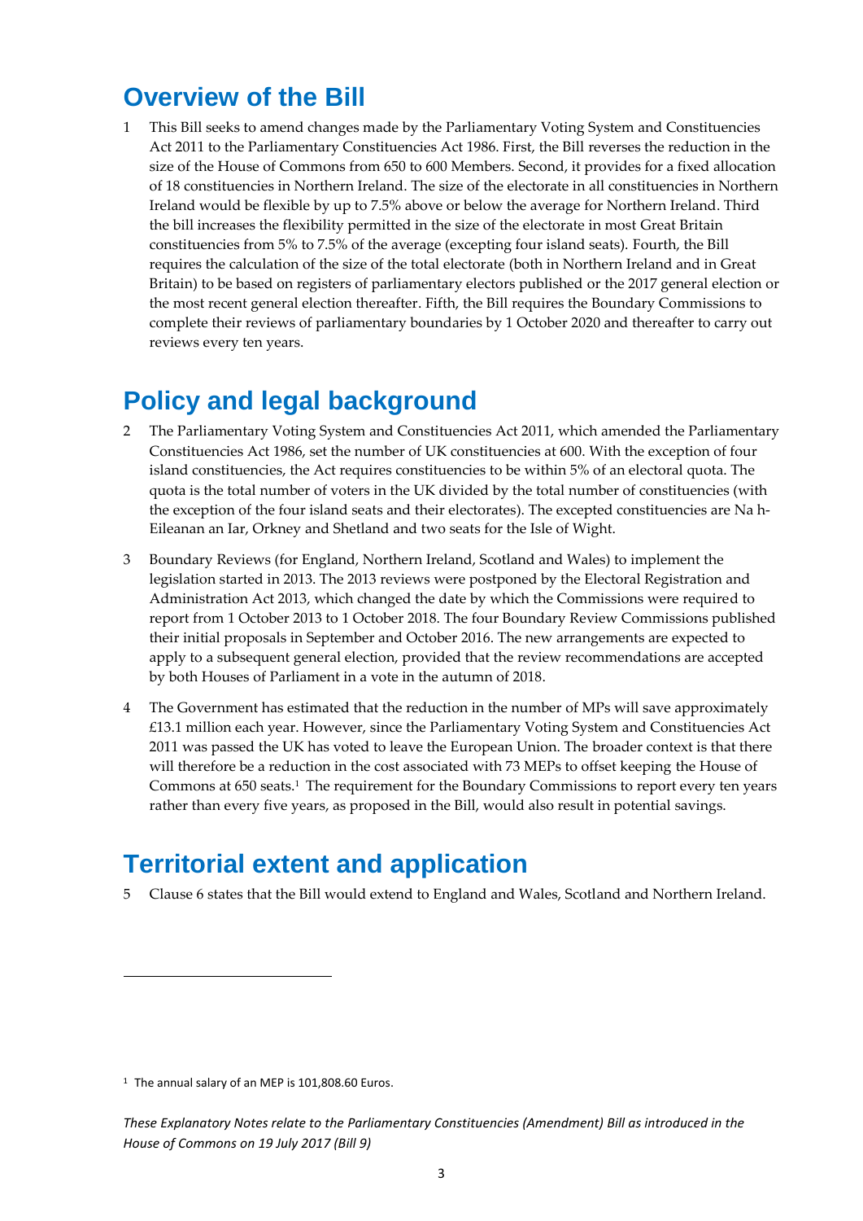## Overview of the Bill

1 This Bill seeks to amend changes made by the Parliamentary Voting System and Constituencies Act 2011 to the Parliamentary Constituencies Act 1986. First, the Bill reverses the reduction in the size of the House of Commons from 650 to 600 Members. Second, it provides for a fixed allocation of 18 constituencies in Northern Ireland. The size of the electorate in all constituencies in Northern Ireland would be flexible by up to 7.5% above or below the average for Northern Ireland. Third the bill increases the flexibility permitted in the size of the electorate in most Great Britain constituencies from 5% to 7.5% of the average (excepting four island seats). Fourth, the Bill requires the calculation of the size of the total electorate (both in Northern Ireland and in Great Britain) to be based on registers of parliamentary electors published or the 2017 general election or the most recent general election thereafter. Fifth, the Bill requires the Boundary Commissions to complete their reviews of parliamentary boundaries by 1 October 2020 and thereafter to carry out reviews every ten years.

## Policy and legal background

2 The Parliamentary Voting System and Constituencies Act 2011, which amended the Parliamentary Constituencies Act 1986, set the number of UK constituencies at 600. With the exception of four island constituencies, the Act requires constituencies to be within 5% of an electoral quota. The quota is the total number of voters in the UK divided by the total number of constituencies (with the exception of the four island seats and their electorates). The excepted constituencies are Na h-Eileanan an Iar, Orkney and Shetland and two seats for the Isle of Wight.

3 Boundary Reviews (for England, Northern Ireland, Scotland and Wales) to implement the legislation started in 2013. The 2013 reviews were postponed by the Electoral Registration and Administration Act 2013, which changed the date by which the Commissions were required to report from 1 October 2013 to 1 October 2018. The four Boundary Review Commissions published their initial proposals in September and October 2016. The new arrangements are expected to apply to a subsequent general election, provided that the review recommendations are accepted by both Houses of Parliament in a vote in the autumn of 2018.

4 The Government has estimated that the reduction in the number of MPs will save approximately £13.1 million each year. However, since the Parliamentary Voting System and Constituencies Act 2011 was passed the UK has voted to leave the European Union. The broader context is that there will therefore be a reduction in the cost associated with 73 MEPs to offset keeping the House of Commons at 650 seats.[1] The requirement for the Boundary Commissions to report every ten years rather than every five years, as proposed in the Bill, would also result in potential savings.

## Territorial extent and application

5 Clause 6 states that the Bill would extend to England and Wales, Scotland and Northern Ireland.

[1] The annual salary of an MEP is 101,808.60 Euros.

*These Explanatory Notes relate to the Parliamentary Constituencies (Amendment) Bill as introduced in the House of Commons on 19 July 2017 (Bill 9)*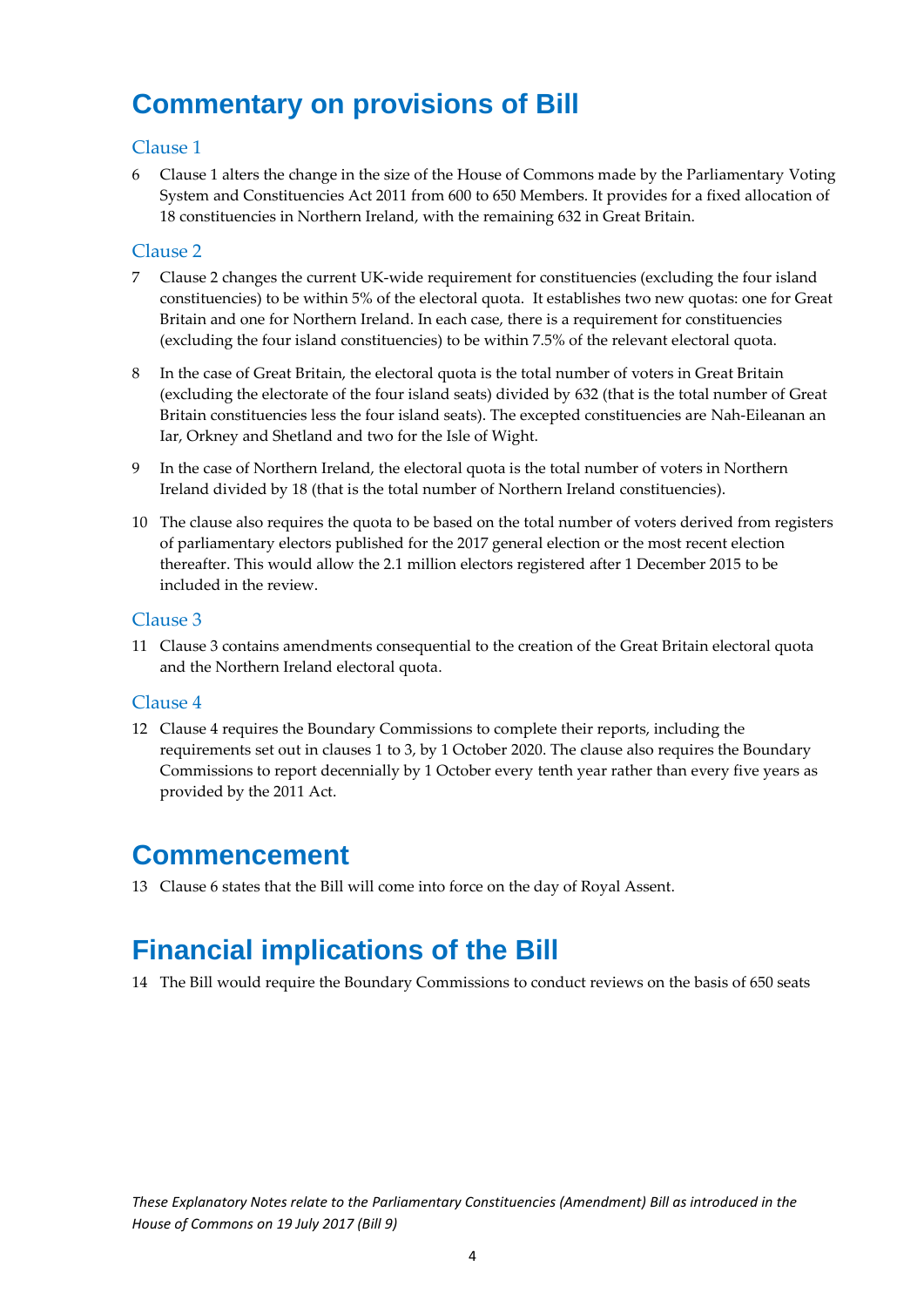# Commentary on provisions of Bill

## Clause 1

6 Clause 1 alters the change in the size of the House of Commons made by the Parliamentary Voting System and Constituencies Act 2011 from 600 to 650 Members. It provides for a fixed allocation of 18 constituencies in Northern Ireland, with the remaining 632 in Great Britain.

## Clause 2

7 Clause 2 changes the current UK-wide requirement for constituencies (excluding the four island constituencies) to be within 5% of the electoral quota. It establishes two new quotas: one for Great Britain and one for Northern Ireland. In each case, there is a requirement for constituencies (excluding the four island constituencies) to be within 7.5% of the relevant electoral quota.

8 In the case of Great Britain, the electoral quota is the total number of voters in Great Britain (excluding the electorate of the four island seats) divided by 632 (that is the total number of Great Britain constituencies less the four island seats). The excepted constituencies are Nah-Eileanan an Iar, Orkney and Shetland and two for the Isle of Wight.

9 In the case of Northern Ireland, the electoral quota is the total number of voters in Northern Ireland divided by 18 (that is the total number of Northern Ireland constituencies).

10 The clause also requires the quota to be based on the total number of voters derived from registers of parliamentary electors published for the 2017 general election or the most recent election thereafter. This would allow the 2.1 million electors registered after 1 December 2015 to be included in the review.

## Clause 3

11 Clause 3 contains amendments consequential to the creation of the Great Britain electoral quota and the Northern Ireland electoral quota.

## Clause 4

12 Clause 4 requires the Boundary Commissions to complete their reports, including the requirements set out in clauses 1 to 3, by 1 October 2020. The clause also requires the Boundary Commissions to report decennially by 1 October every tenth year rather than every five years as provided by the 2011 Act.

# Commencement

13 Clause 6 states that the Bill will come into force on the day of Royal Assent.

# Financial implications of the Bill

14 The Bill would require the Boundary Commissions to conduct reviews on the basis of 650 seats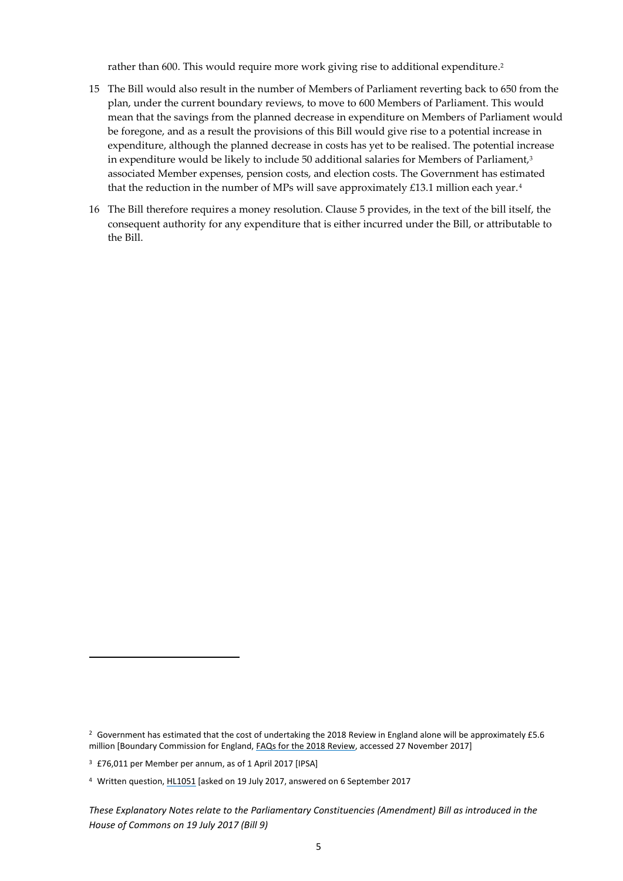rather than 600. This would require more work giving rise to additional expenditure.[2]

15 The Bill would also result in the number of Members of Parliament reverting back to 650 from the plan, under the current boundary reviews, to move to 600 Members of Parliament. This would mean that the savings from the planned decrease in expenditure on Members of Parliament would be foregone, and as a result the provisions of this Bill would give rise to a potential increase in expenditure, although the planned decrease in costs has yet to be realised. The potential increase in expenditure would be likely to include 50 additional salaries for Members of Parliament,[3] associated Member expenses, pension costs, and election costs. The Government has estimated that the reduction in the number of MPs will save approximately £13.1 million each year.[4]

16 The Bill therefore requires a money resolution. Clause 5 provides, in the text of the bill itself, the consequent authority for any expenditure that is either incurred under the Bill, or attributable to the Bill.

---

[2] Government has estimated that the cost of undertaking the 2018 Review in England alone will be approximately £5.6 million [Boundary Commission for England, FAQs for the 2018 Review, accessed 27 November 2017]

[3] £76,011 per Member per annum, as of 1 April 2017 [IPSA]

[4] Written question, HL1051 [asked on 19 July 2017, answered on 6 September 2017

*These Explanatory Notes relate to the Parliamentary Constituencies (Amendment) Bill as introduced in the House of Commons on 19 July 2017 (Bill 9)*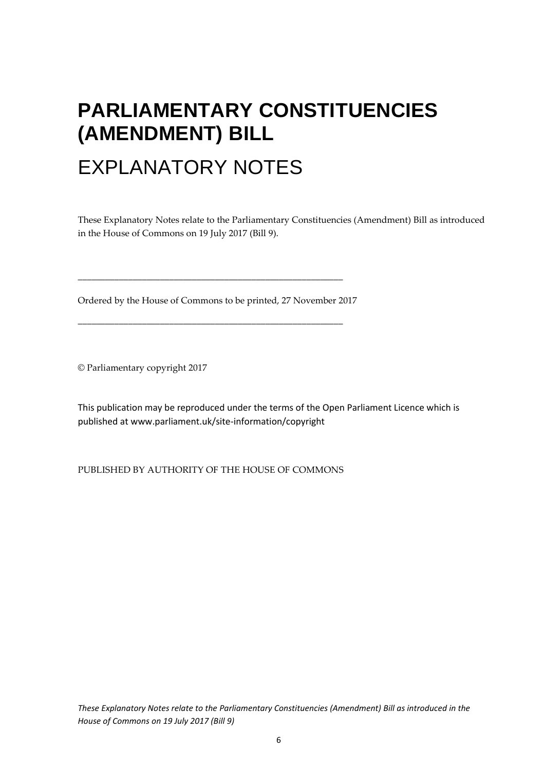# PARLIAMENTARY CONSTITUENCIES (AMENDMENT) BILL

# EXPLANATORY NOTES

These Explanatory Notes relate to the Parliamentary Constituencies (Amendment) Bill as introduced in the House of Commons on 19 July 2017 (Bill 9).

---

Ordered by the House of Commons to be printed, 27 November 2017

---

© Parliamentary copyright 2017

This publication may be reproduced under the terms of the Open Parliament Licence which is published at www.parliament.uk/site-information/copyright

PUBLISHED BY AUTHORITY OF THE HOUSE OF COMMONS